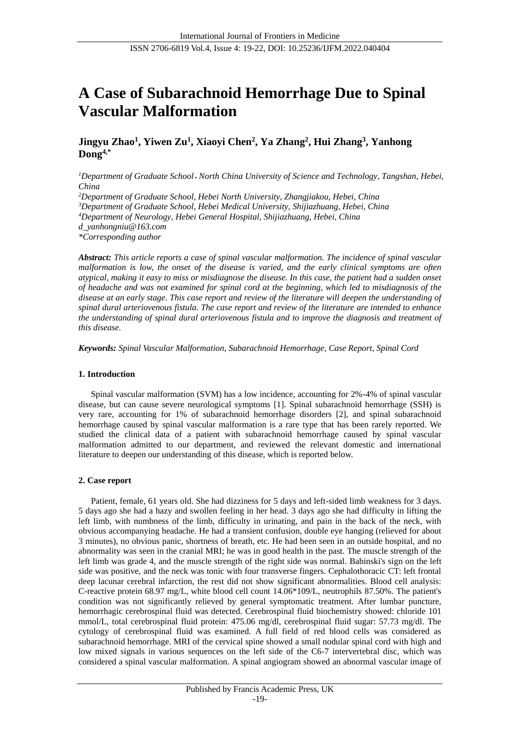# A Case of Subarachnoid Hemorrhage Due to Spinal Vascular Malformation

**Jingyu Zhao[1], Yiwen Zu[1], Xiaoyi Chen[2], Ya Zhang[2], Hui Zhang[3], Yanhong Dong[4,*]**

*[1]Department of Graduate School，North China University of Science and Technology, Tangshan, Hebei, China*
*[2]Department of Graduate School, Hebei North University, Zhangjiakou, Hebei, China*
*[3]Department of Graduate School, Hebei Medical University, Shijiazhuang, Hebei, China*
*[4]Department of Neurology, Hebei General Hospital, Shijiazhuang, Hebei, China*
*d_yanhongniu@163.com*
*\*Corresponding author*

***Abstract:*** *This article reports a case of spinal vascular malformation. The incidence of spinal vascular malformation is low, the onset of the disease is varied, and the early clinical symptoms are often atypical, making it easy to miss or misdiagnose the disease. In this case, the patient had a sudden onset of headache and was not examined for spinal cord at the beginning, which led to misdiagnosis of the disease at an early stage. This case report and review of the literature will deepen the understanding of spinal dural arteriovenous fistula. The case report and review of the literature are intended to enhance the understanding of spinal dural arteriovenous fistula and to improve the diagnosis and treatment of this disease.*

***Keywords:*** *Spinal Vascular Malformation, Subarachnoid Hemorrhage, Case Report, Spinal Cord*

## 1. Introduction

Spinal vascular malformation (SVM) has a low incidence, accounting for 2%-4% of spinal vascular disease, but can cause severe neurological symptoms [1]. Spinal subarachnoid hemorrhage (SSH) is very rare, accounting for 1% of subarachnoid hemorrhage disorders [2], and spinal subarachnoid hemorrhage caused by spinal vascular malformation is a rare type that has been rarely reported. We studied the clinical data of a patient with subarachnoid hemorrhage caused by spinal vascular malformation admitted to our department, and reviewed the relevant domestic and international literature to deepen our understanding of this disease, which is reported below.

## 2. Case report

Patient, female, 61 years old. She had dizziness for 5 days and left-sided limb weakness for 3 days. 5 days ago she had a hazy and swollen feeling in her head. 3 days ago she had difficulty in lifting the left limb, with numbness of the limb, difficulty in urinating, and pain in the back of the neck, with obvious accompanying headache. He had a transient confusion, double eye hanging (relieved for about 3 minutes), no obvious panic, shortness of breath, etc. He had been seen in an outside hospital, and no abnormality was seen in the cranial MRI; he was in good health in the past. The muscle strength of the left limb was grade 4, and the muscle strength of the right side was normal. Babinski's sign on the left side was positive, and the neck was tonic with four transverse fingers. Cephalothoracic CT: left frontal deep lacunar cerebral infarction, the rest did not show significant abnormalities. Blood cell analysis: C-reactive protein 68.97 mg/L, white blood cell count 14.06*109/L, neutrophils 87.50%. The patient's condition was not significantly relieved by general symptomatic treatment. After lumbar puncture, hemorrhagic cerebrospinal fluid was detected. Cerebrospinal fluid biochemistry showed: chloride 101 mmol/L, total cerebrospinal fluid protein: 475.06 mg/dl, cerebrospinal fluid sugar: 57.73 mg/dl. The cytology of cerebrospinal fluid was examined. A full field of red blood cells was considered as subarachnoid hemorrhage. MRI of the cervical spine showed a small nodular spinal cord with high and low mixed signals in various sequences on the left side of the C6-7 intervertebral disc, which was considered a spinal vascular malformation. A spinal angiogram showed an abnormal vascular image of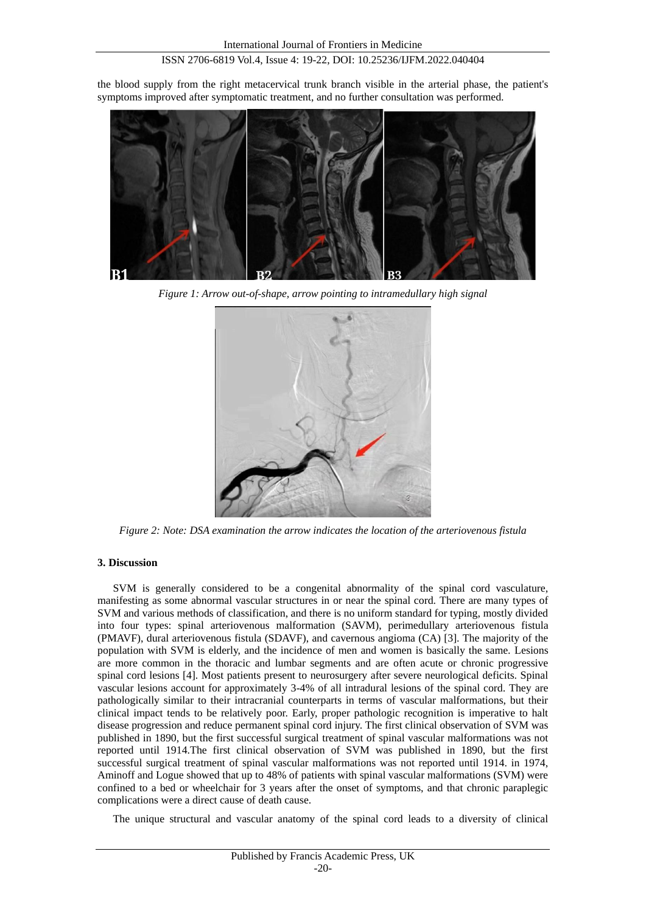the blood supply from the right metacervical trunk branch visible in the arterial phase, the patient's symptoms improved after symptomatic treatment, and no further consultation was performed.

*Figure 1: Arrow out-of-shape, arrow pointing to intramedullary high signal*

*Figure 2: Note: DSA examination the arrow indicates the location of the arteriovenous fistula*

## 3. Discussion

SVM is generally considered to be a congenital abnormality of the spinal cord vasculature, manifesting as some abnormal vascular structures in or near the spinal cord. There are many types of SVM and various methods of classification, and there is no uniform standard for typing, mostly divided into four types: spinal arteriovenous malformation (SAVM), perimedullary arteriovenous fistula (PMAVF), dural arteriovenous fistula (SDAVF), and cavernous angioma (CA) [3]. The majority of the population with SVM is elderly, and the incidence of men and women is basically the same. Lesions are more common in the thoracic and lumbar segments and are often acute or chronic progressive spinal cord lesions [4]. Most patients present to neurosurgery after severe neurological deficits. Spinal vascular lesions account for approximately 3-4% of all intradural lesions of the spinal cord. They are pathologically similar to their intracranial counterparts in terms of vascular malformations, but their clinical impact tends to be relatively poor. Early, proper pathologic recognition is imperative to halt disease progression and reduce permanent spinal cord injury. The first clinical observation of SVM was published in 1890, but the first successful surgical treatment of spinal vascular malformations was not reported until 1914.The first clinical observation of SVM was published in 1890, but the first successful surgical treatment of spinal vascular malformations was not reported until 1914. in 1974, Aminoff and Logue showed that up to 48% of patients with spinal vascular malformations (SVM) were confined to a bed or wheelchair for 3 years after the onset of symptoms, and that chronic paraplegic complications were a direct cause of death cause.

The unique structural and vascular anatomy of the spinal cord leads to a diversity of clinical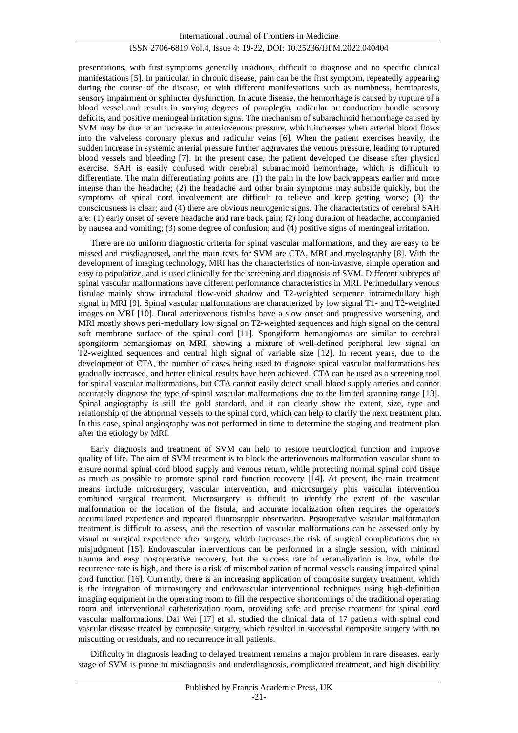presentations, with first symptoms generally insidious, difficult to diagnose and no specific clinical manifestations [5]. In particular, in chronic disease, pain can be the first symptom, repeatedly appearing during the course of the disease, or with different manifestations such as numbness, hemiparesis, sensory impairment or sphincter dysfunction. In acute disease, the hemorrhage is caused by rupture of a blood vessel and results in varying degrees of paraplegia, radicular or conduction bundle sensory deficits, and positive meningeal irritation signs. The mechanism of subarachnoid hemorrhage caused by SVM may be due to an increase in arteriovenous pressure, which increases when arterial blood flows into the valveless coronary plexus and radicular veins [6]. When the patient exercises heavily, the sudden increase in systemic arterial pressure further aggravates the venous pressure, leading to ruptured blood vessels and bleeding [7]. In the present case, the patient developed the disease after physical exercise. SAH is easily confused with cerebral subarachnoid hemorrhage, which is difficult to differentiate. The main differentiating points are: (1) the pain in the low back appears earlier and more intense than the headache; (2) the headache and other brain symptoms may subside quickly, but the symptoms of spinal cord involvement are difficult to relieve and keep getting worse; (3) the consciousness is clear; and (4) there are obvious neurogenic signs. The characteristics of cerebral SAH are: (1) early onset of severe headache and rare back pain; (2) long duration of headache, accompanied by nausea and vomiting; (3) some degree of confusion; and (4) positive signs of meningeal irritation.

There are no uniform diagnostic criteria for spinal vascular malformations, and they are easy to be missed and misdiagnosed, and the main tests for SVM are CTA, MRI and myelography [8]. With the development of imaging technology, MRI has the characteristics of non-invasive, simple operation and easy to popularize, and is used clinically for the screening and diagnosis of SVM. Different subtypes of spinal vascular malformations have different performance characteristics in MRI. Perimedullary venous fistulae mainly show intradural flow-void shadow and T2-weighted sequence intramedullary high signal in MRI [9]. Spinal vascular malformations are characterized by low signal T1- and T2-weighted images on MRI [10]. Dural arteriovenous fistulas have a slow onset and progressive worsening, and MRI mostly shows peri-medullary low signal on T2-weighted sequences and high signal on the central soft membrane surface of the spinal cord [11]. Spongiform hemangiomas are similar to cerebral spongiform hemangiomas on MRI, showing a mixture of well-defined peripheral low signal on T2-weighted sequences and central high signal of variable size [12]. In recent years, due to the development of CTA, the number of cases being used to diagnose spinal vascular malformations has gradually increased, and better clinical results have been achieved. CTA can be used as a screening tool for spinal vascular malformations, but CTA cannot easily detect small blood supply arteries and cannot accurately diagnose the type of spinal vascular malformations due to the limited scanning range [13]. Spinal angiography is still the gold standard, and it can clearly show the extent, size, type and relationship of the abnormal vessels to the spinal cord, which can help to clarify the next treatment plan. In this case, spinal angiography was not performed in time to determine the staging and treatment plan after the etiology by MRI.

Early diagnosis and treatment of SVM can help to restore neurological function and improve quality of life. The aim of SVM treatment is to block the arteriovenous malformation vascular shunt to ensure normal spinal cord blood supply and venous return, while protecting normal spinal cord tissue as much as possible to promote spinal cord function recovery [14]. At present, the main treatment means include microsurgery, vascular intervention, and microsurgery plus vascular intervention combined surgical treatment. Microsurgery is difficult to identify the extent of the vascular malformation or the location of the fistula, and accurate localization often requires the operator's accumulated experience and repeated fluoroscopic observation. Postoperative vascular malformation treatment is difficult to assess, and the resection of vascular malformations can be assessed only by visual or surgical experience after surgery, which increases the risk of surgical complications due to misjudgment [15]. Endovascular interventions can be performed in a single session, with minimal trauma and easy postoperative recovery, but the success rate of recanalization is low, while the recurrence rate is high, and there is a risk of misembolization of normal vessels causing impaired spinal cord function [16]. Currently, there is an increasing application of composite surgery treatment, which is the integration of microsurgery and endovascular interventional techniques using high-definition imaging equipment in the operating room to fill the respective shortcomings of the traditional operating room and interventional catheterization room, providing safe and precise treatment for spinal cord vascular malformations. Dai Wei [17] et al. studied the clinical data of 17 patients with spinal cord vascular disease treated by composite surgery, which resulted in successful composite surgery with no miscutting or residuals, and no recurrence in all patients.

Difficulty in diagnosis leading to delayed treatment remains a major problem in rare diseases. early stage of SVM is prone to misdiagnosis and underdiagnosis, complicated treatment, and high disability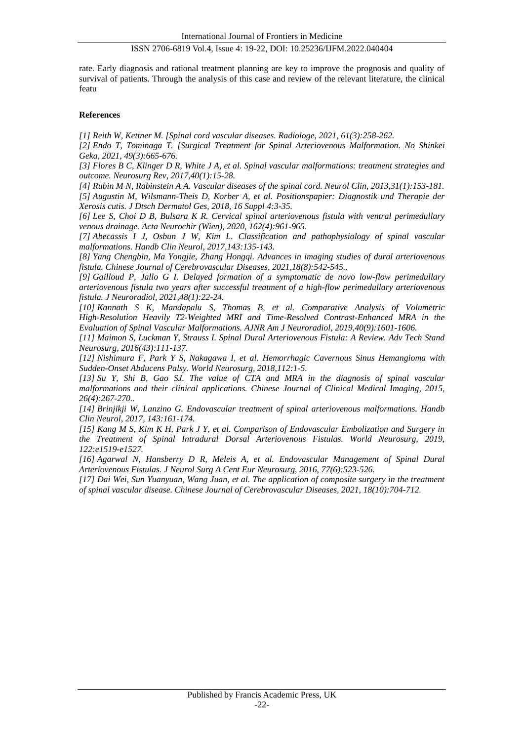rate. Early diagnosis and rational treatment planning are key to improve the prognosis and quality of survival of patients. Through the analysis of this case and review of the relevant literature, the clinical featu

**References**

*[1] Reith W, Kettner M. [Spinal cord vascular diseases. Radiologe, 2021, 61(3):258-262.*

*[2] Endo T, Tominaga T. [Surgical Treatment for Spinal Arteriovenous Malformation. No Shinkei Geka, 2021, 49(3):665-676.*

*[3] Flores B C, Klinger D R, White J A, et al. Spinal vascular malformations: treatment strategies and outcome. Neurosurg Rev, 2017,40(1):15-28.*

*[4] Rubin M N, Rabinstein A A. Vascular diseases of the spinal cord. Neurol Clin, 2013,31(1):153-181.*

*[5] Augustin M, Wilsmann-Theis D, Korber A, et al. Positionspapier: Diagnostik und Therapie der Xerosis cutis. J Dtsch Dermatol Ges, 2018, 16 Suppl 4:3-35.*

*[6] Lee S, Choi D B, Bulsara K R. Cervical spinal arteriovenous fistula with ventral perimedullary venous drainage. Acta Neurochir (Wien), 2020, 162(4):961-965.*

*[7] Abecassis I J, Osbun J W, Kim L. Classification and pathophysiology of spinal vascular malformations. Handb Clin Neurol, 2017,143:135-143.*

*[8] Yang Chengbin, Ma Yongjie, Zhang Hongqi. Advances in imaging studies of dural arteriovenous fistula. Chinese Journal of Cerebrovascular Diseases, 2021,18(8):542-545..*

*[9] Gailloud P, Jallo G I. Delayed formation of a symptomatic de novo low-flow perimedullary arteriovenous fistula two years after successful treatment of a high-flow perimedullary arteriovenous fistula. J Neuroradiol, 2021,48(1):22-24.*

*[10] Kannath S K, Mandapalu S, Thomas B, et al. Comparative Analysis of Volumetric High-Resolution Heavily T2-Weighted MRI and Time-Resolved Contrast-Enhanced MRA in the Evaluation of Spinal Vascular Malformations. AJNR Am J Neuroradiol, 2019,40(9):1601-1606.*

*[11] Maimon S, Luckman Y, Strauss I. Spinal Dural Arteriovenous Fistula: A Review. Adv Tech Stand Neurosurg, 2016(43):111-137.*

*[12] Nishimura F, Park Y S, Nakagawa I, et al. Hemorrhagic Cavernous Sinus Hemangioma with Sudden-Onset Abducens Palsy. World Neurosurg, 2018,112:1-5.*

*[13] Su Y, Shi B, Gao SJ. The value of CTA and MRA in the diagnosis of spinal vascular malformations and their clinical applications. Chinese Journal of Clinical Medical Imaging, 2015, 26(4):267-270..*

*[14] Brinjikji W, Lanzino G. Endovascular treatment of spinal arteriovenous malformations. Handb Clin Neurol, 2017, 143:161-174.*

*[15] Kang M S, Kim K H, Park J Y, et al. Comparison of Endovascular Embolization and Surgery in the Treatment of Spinal Intradural Dorsal Arteriovenous Fistulas. World Neurosurg, 2019, 122:e1519-e1527.*

*[16] Agarwal N, Hansberry D R, Meleis A, et al. Endovascular Management of Spinal Dural Arteriovenous Fistulas. J Neurol Surg A Cent Eur Neurosurg, 2016, 77(6):523-526.*

*[17] Dai Wei, Sun Yuanyuan, Wang Juan, et al. The application of composite surgery in the treatment of spinal vascular disease. Chinese Journal of Cerebrovascular Diseases, 2021, 18(10):704-712.*